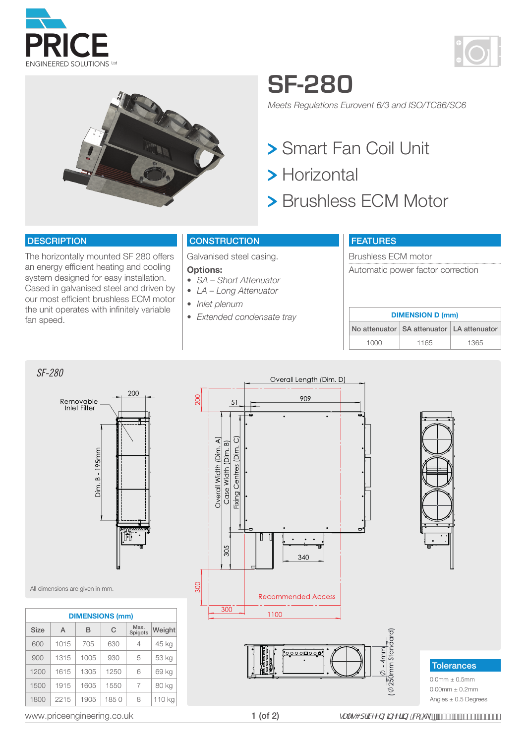# SF-280

*Meets Regulations Eurovent 6/3 and ISO/TC86/SC6*

> Smart Fan Coil Unit
> Horizontal
> Brushless ECM Motor

## DESCRIPTION

The horizontally mounted SF 280 offers an energy efficient heating and cooling system designed for easy installation. Cased in galvanised steel and driven by our most efficient brushless ECM motor the unit operates with infinitely variable fan speed.

## CONSTRUCTION

Galvanised steel casing.

**Options:**

- *SA – Short Attenuator*
- *LA – Long Attenuator*
- *Inlet plenum*
- *Extended condensate tray*

## FEATURES

Brushless ECM motor

Automatic power factor correction

| DIMENSION D (mm) | | |
|---|---|---|
| No attenuator | SA attenuator | LA attenuator |
| 1000 | 1165 | 1365 |

*SF-280*

Removable Inlet Filter — 200 — Dim. B - 195mm

Overall Length (Dim. D) — 200 — 51 — 909 — Overall Width (Dim. A) — Case Width (Dim. B) — Fixing Centres (Dim. C) — 305 — 340 — 300 — Recommended Access — 300 — 1100

Ø - 4mm (Ø250mm Standard)

All dimensions are given in mm.

| DIMENSIONS (mm) | | | | | |
|---|---|---|---|---|---|
| Size | A | B | C | Max. Spigots | Weight |
| 600 | 1015 | 705 | 630 | 4 | 45 kg |
| 900 | 1315 | 1005 | 930 | 5 | 53 kg |
| 1200 | 1615 | 1305 | 1250 | 6 | 69 kg |
| 1500 | 1915 | 1605 | 1550 | 7 | 80 kg |
| 1800 | 2215 | 1905 | 1850 | 8 | 110 kg |

## Tolerances

0.0mm ± 0.5mm

0.00mm ± 0.2mm

Angles ± 0.5 Degrees

www.priceengineering.co.uk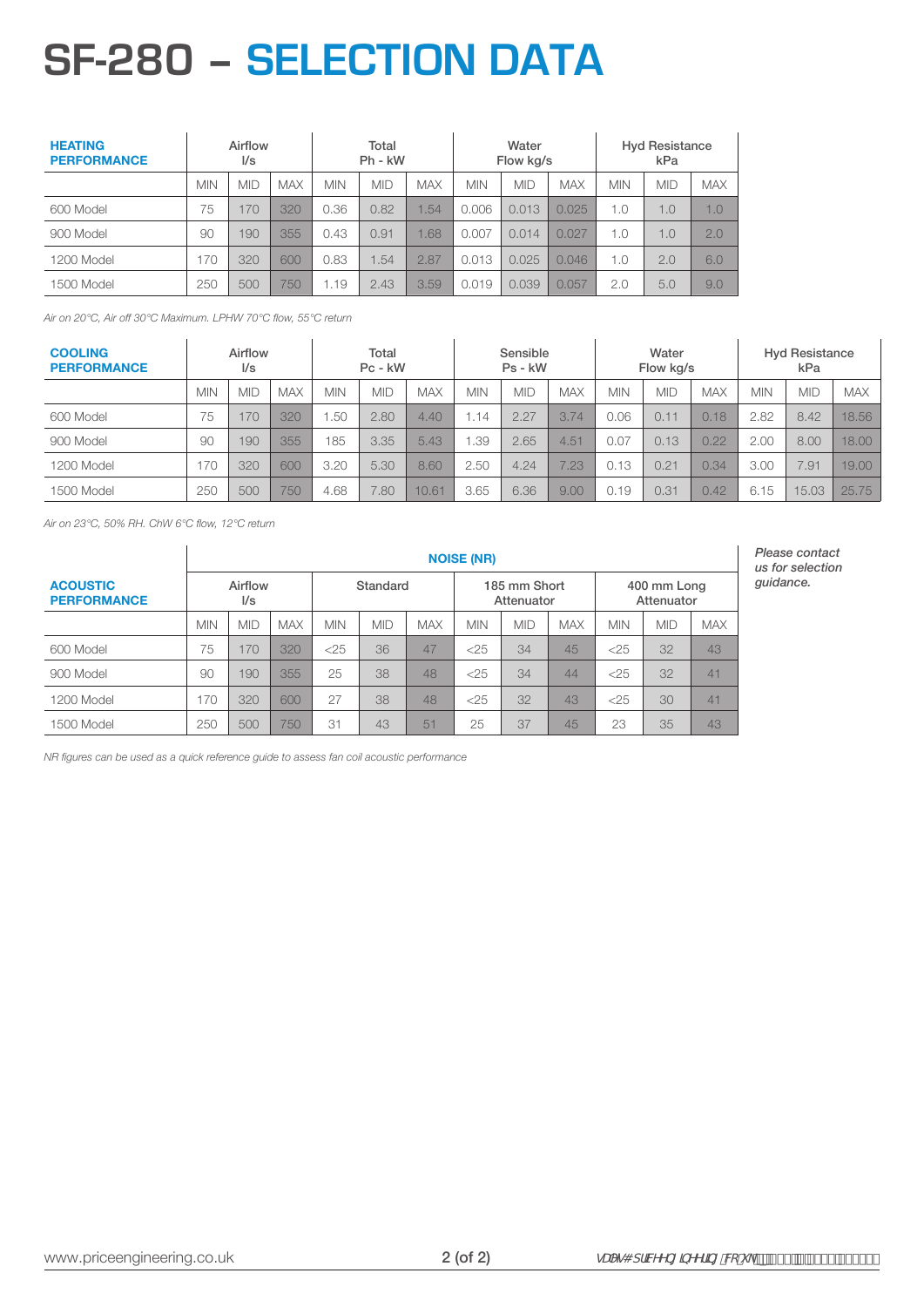# SF-280 – SELECTION DATA

| HEATING PERFORMANCE | Airflow l/s | | | Total Ph - kW | | | Water Flow kg/s | | | Hyd Resistance kPa | | |
|---|---|---|---|---|---|---|---|---|---|---|---|---|
| | MIN | MID | MAX | MIN | MID | MAX | MIN | MID | MAX | MIN | MID | MAX |
| 600 Model | 75 | 170 | 320 | 0.36 | 0.82 | 1.54 | 0.006 | 0.013 | 0.025 | 1.0 | 1.0 | 1.0 |
| 900 Model | 90 | 190 | 355 | 0.43 | 0.91 | 1.68 | 0.007 | 0.014 | 0.027 | 1.0 | 1.0 | 2.0 |
| 1200 Model | 170 | 320 | 600 | 0.83 | 1.54 | 2.87 | 0.013 | 0.025 | 0.046 | 1.0 | 2.0 | 6.0 |
| 1500 Model | 250 | 500 | 750 | 1.19 | 2.43 | 3.59 | 0.019 | 0.039 | 0.057 | 2.0 | 5.0 | 9.0 |

*Air on 20°C, Air off 30°C Maximum. LPHW 70°C flow, 55°C return*

| COOLING PERFORMANCE | Airflow l/s | | | Total Pc - kW | | | Sensible Ps - kW | | | Water Flow kg/s | | | Hyd Resistance kPa | | |
|---|---|---|---|---|---|---|---|---|---|---|---|---|---|---|---|
| | MIN | MID | MAX | MIN | MID | MAX | MIN | MID | MAX | MIN | MID | MAX | MIN | MID | MAX |
| 600 Model | 75 | 170 | 320 | 1.50 | 2.80 | 4.40 | 1.14 | 2.27 | 3.74 | 0.06 | 0.11 | 0.18 | 2.82 | 8.42 | 18.56 |
| 900 Model | 90 | 190 | 355 | 185 | 3.35 | 5.43 | 1.39 | 2.65 | 4.51 | 0.07 | 0.13 | 0.22 | 2.00 | 8.00 | 18.00 |
| 1200 Model | 170 | 320 | 600 | 3.20 | 5.30 | 8.60 | 2.50 | 4.24 | 7.23 | 0.13 | 0.21 | 0.34 | 3.00 | 7.91 | 19.00 |
| 1500 Model | 250 | 500 | 750 | 4.68 | 7.80 | 10.61 | 3.65 | 6.36 | 9.00 | 0.19 | 0.31 | 0.42 | 6.15 | 15.03 | 25.75 |

*Air on 23°C, 50% RH. ChW 6°C flow, 12°C return*

| | NOISE (NR) | | | | | | | | | | | |
|---|---|---|---|---|---|---|---|---|---|---|---|---|
| ACOUSTIC PERFORMANCE | Airflow l/s | | | Standard | | | 185 mm Short Attenuator | | | 400 mm Long Attenuator | | |
| | MIN | MID | MAX | MIN | MID | MAX | MIN | MID | MAX | MIN | MID | MAX |
| 600 Model | 75 | 170 | 320 | <25 | 36 | 47 | <25 | 34 | 45 | <25 | 32 | 43 |
| 900 Model | 90 | 190 | 355 | 25 | 38 | 48 | <25 | 34 | 44 | <25 | 32 | 41 |
| 1200 Model | 170 | 320 | 600 | 27 | 38 | 48 | <25 | 32 | 43 | <25 | 30 | 41 |
| 1500 Model | 250 | 500 | 750 | 31 | 43 | 51 | 25 | 37 | 45 | 23 | 35 | 43 |

*Please contact us for selection guidance.*

*NR figures can be used as a quick reference guide to assess fan coil acoustic performance*